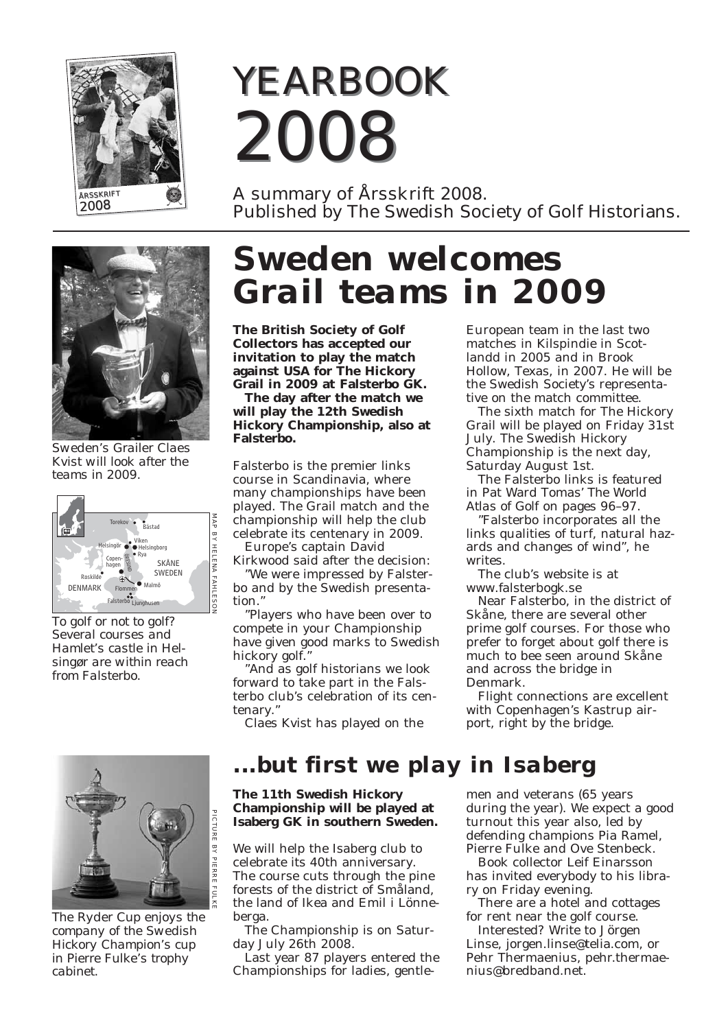# YEARBOOK 2008

A summary of Årsskrift 2008.
Published by The Swedish Society of Golf Historians.

## Sweden welcomes Grail teams in 2009

Sweden's Grailer Claes Kvist will look after the teams in 2009.

To golf or not to golf? Several courses and Hamlet's castle in Helsingør are within reach from Falsterbo.

**The British Society of Golf Collectors has accepted our invitation to play the match against USA for The Hickory Grail in 2009 at Falsterbo GK.**

**The day after the match we will play the 12th Swedish Hickory Championship, also at Falsterbo.**

Falsterbo is the premier links course in Scandinavia, where many championships have been played. The Grail match and the championship will help the club celebrate its centenary in 2009.

Europe's captain David Kirkwood said after the decision:

"We were impressed by Falsterbo and by the Swedish presentation."

"Players who have been over to compete in your Championship have given good marks to Swedish hickory golf."

"And as golf historians we look forward to take part in the Falsterbo club's celebration of its centenary."

Claes Kvist has played on the European team in the last two matches in Kilspindie in Scotlandd in 2005 and in Brook Hollow, Texas, in 2007. He will be the Swedish Society's representative on the match committee.

The sixth match for The Hickory Grail will be played on Friday 31st July. The Swedish Hickory Championship is the next day, Saturday August 1st.

The Falsterbo links is featured in Pat Ward Tomas' The World Atlas of Golf on pages 96–97.

"Falsterbo incorporates all the links qualities of turf, natural hazards and changes of wind", he writes.

The club's website is at www.falsterbogk.se

Near Falsterbo, in the district of Skåne, there are several other prime golf courses. For those who prefer to forget about golf there is much to bee seen around Skåne and across the bridge in Denmark.

Flight connections are excellent with Copenhagen's Kastrup airport, right by the bridge.

## ...but first we play in Isaberg

The Ryder Cup enjoys the company of the Swedish Hickory Champion's cup in Pierre Fulke's trophy cabinet.

**The 11th Swedish Hickory Championship will be played at Isaberg GK in southern Sweden.**

We will help the Isaberg club to celebrate its 40th anniversary. The course cuts through the pine forests of the district of Småland, the land of Ikea and Emil i Lönneberga.

The Championship is on Saturday July 26th 2008.

Last year 87 players entered the Championships for ladies, gentlemen and veterans (65 years during the year). We expect a good turnout this year also, led by defending champions Pia Ramel, Pierre Fulke and Ove Stenbeck.

Book collector Leif Einarsson has invited everybody to his library on Friday evening.

There are a hotel and cottages for rent near the golf course.

Interested? Write to Jörgen Linse, jorgen.linse@telia.com, or Pehr Thermaenius, pehr.thermaenius@bredband.net.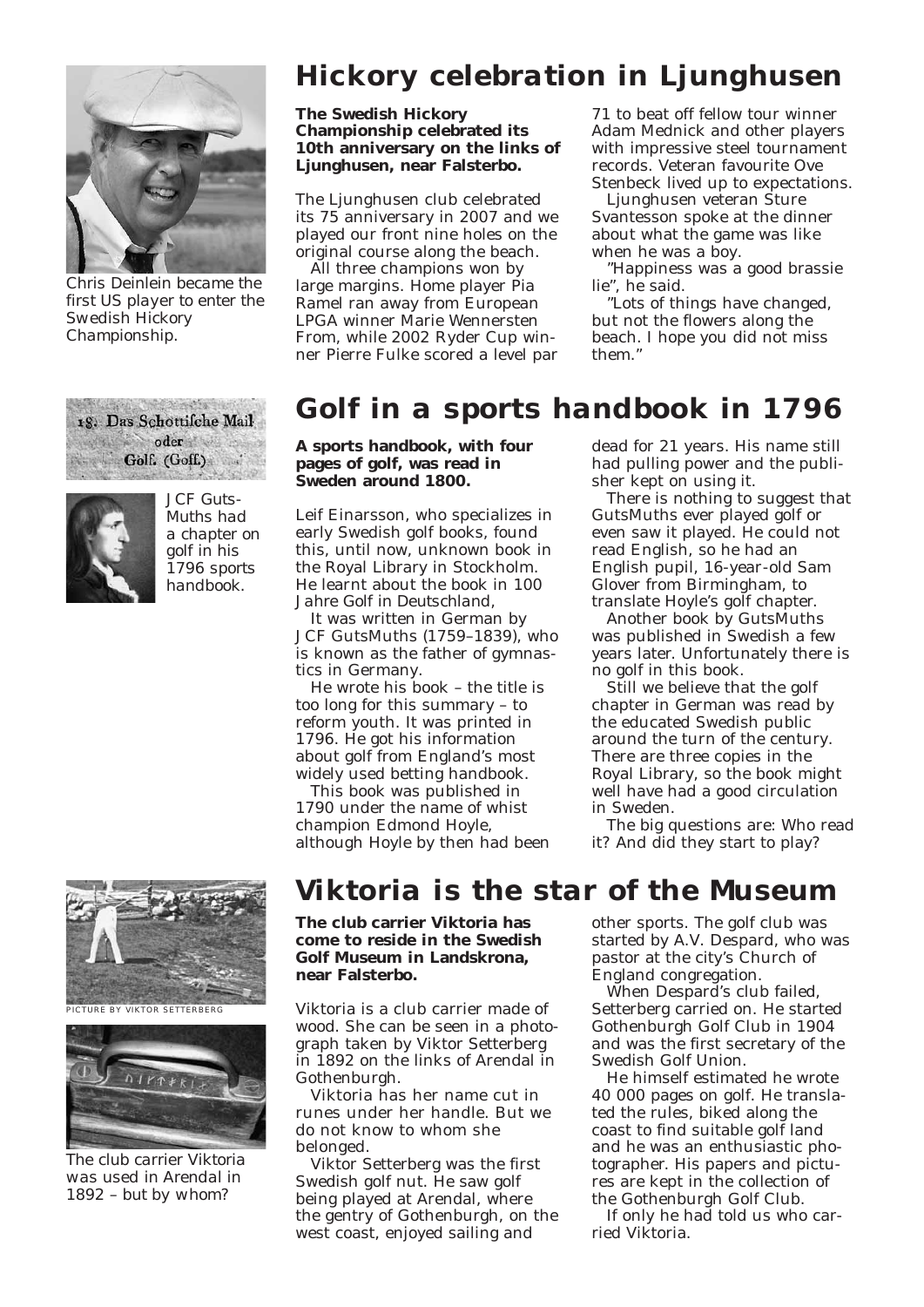# Hickory celebration in Ljunghusen

Chris Deinlein became the first US player to enter the Swedish Hickory Championship.

**The Swedish Hickory Championship celebrated its 10th anniversary on the links of Ljunghusen, near Falsterbo.**

The Ljunghusen club celebrated its 75 anniversary in 2007 and we played our front nine holes on the original course along the beach.

All three champions won by large margins. Home player Pia Ramel ran away from European LPGA winner Marie Wennersten From, while 2002 Ryder Cup winner Pierre Fulke scored a level par 71 to beat off fellow tour winner Adam Mednick and other players with impressive steel tournament records. Veteran favourite Ove Stenbeck lived up to expectations.

Ljunghusen veteran Sture Svantesson spoke at the dinner about what the game was like when he was a boy.

"Happiness was a good brassie lie", he said.

"Lots of things have changed, but not the flowers along the beach. I hope you did not miss them."

# Golf in a sports handbook in 1796

18. Das Schottische Mail oder Golf. (Goff.)

JCF GutsMuths had a chapter on golf in his 1796 sports handbook.

**A sports handbook, with four pages of golf, was read in Sweden around 1800.**

Leif Einarsson, who specializes in early Swedish golf books, found this, until now, unknown book in the Royal Library in Stockholm. He learnt about the book in 100 Jahre Golf in Deutschland,

It was written in German by JCF GutsMuths (1759–1839), who is known as the father of gymnastics in Germany.

He wrote his book – the title is too long for this summary – to reform youth. It was printed in 1796. He got his information about golf from England's most widely used betting handbook.

This book was published in 1790 under the name of whist champion Edmond Hoyle, although Hoyle by then had been dead for 21 years. His name still had pulling power and the publisher kept on using it.

There is nothing to suggest that GutsMuths ever played golf or even saw it played. He could not read English, so he had an English pupil, 16-year-old Sam Glover from Birmingham, to translate Hoyle's golf chapter.

Another book by GutsMuths was published in Swedish a few years later. Unfortunately there is no golf in this book.

Still we believe that the golf chapter in German was read by the educated Swedish public around the turn of the century. There are three copies in the Royal Library, so the book might well have had a good circulation in Sweden.

The big questions are: Who read it? And did they start to play?

# Viktoria is the star of the Museum

PICTURE BY VIKTOR SETTERBERG

The club carrier Viktoria was used in Arendal in 1892 – but by whom?

**The club carrier Viktoria has come to reside in the Swedish Golf Museum in Landskrona, near Falsterbo.**

Viktoria is a club carrier made of wood. She can be seen in a photograph taken by Viktor Setterberg in 1892 on the links of Arendal in Gothenburgh.

Viktoria has her name cut in runes under her handle. But we do not know to whom she belonged.

Viktor Setterberg was the first Swedish golf nut. He saw golf being played at Arendal, where the gentry of Gothenburgh, on the west coast, enjoyed sailing and other sports. The golf club was started by A.V. Despard, who was pastor at the city's Church of England congregation.

When Despard's club failed, Setterberg carried on. He started Gothenburgh Golf Club in 1904 and was the first secretary of the Swedish Golf Union.

He himself estimated he wrote 40 000 pages on golf. He translated the rules, biked along the coast to find suitable golf land and he was an enthusiastic photographer. His papers and pictures are kept in the collection of the Gothenburgh Golf Club.

If only he had told us who carried Viktoria.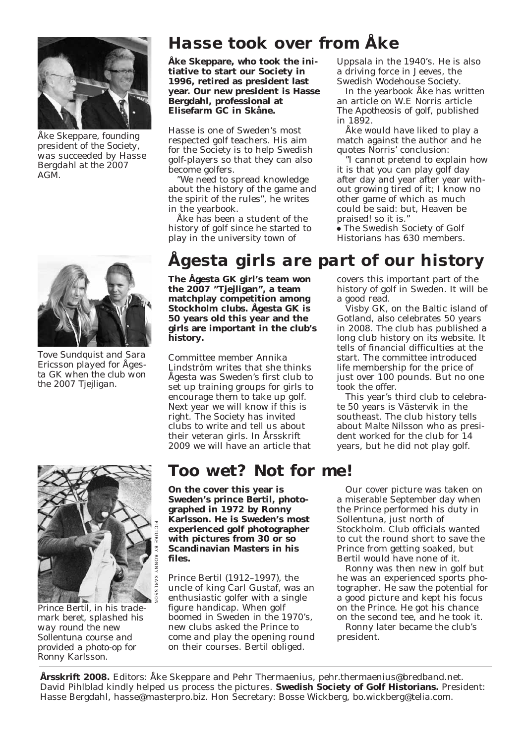# Hasse took over from Åke

Åke Skeppare, founding president of the Society, was succeeded by Hasse Bergdahl at the 2007 AGM.

**Åke Skeppare, who took the initiative to start our Society in 1996, retired as president last year. Our new president is Hasse Bergdahl, professional at Elisefarm GC in Skåne.**

Hasse is one of Sweden's most respected golf teachers. His aim for the Society is to help Swedish golf-players so that they can also become golfers.

"We need to spread knowledge about the history of the game and the spirit of the rules", he writes in the yearbook.

Åke has been a student of the history of golf since he started to play in the university town of Uppsala in the 1940's. He is also a driving force in Jeeves, the Swedish Wodehouse Society.

In the yearbook Åke has written an article on W.E Norris article The Apotheosis of golf, published in 1892.

Åke would have liked to play a match against the author and he quotes Norris' conclusion:

"I cannot pretend to explain how it is that you can play golf day after day and year after year without growing tired of it; I know no other game of which as much could be said: but, Heaven be praised! so it is."

● The Swedish Society of Golf Historians has 630 members.

# Ågesta girls are part of our history

Tove Sundquist and Sara Ericsson played for Ågesta GK when the club won the 2007 Tjejligan.

**The Ågesta GK girl's team won the 2007 "Tjejligan", a team matchplay competition among Stockholm clubs. Ågesta GK is 50 years old this year and the girls are important in the club's history.**

Committee member Annika Lindström writes that she thinks Ågesta was Sweden's first club to set up training groups for girls to encourage them to take up golf. Next year we will know if this is right. The Society has invited clubs to write and tell us about their veteran girls. In Årsskrift 2009 we will have an article that covers this important part of the history of golf in Sweden. It will be a good read.

Visby GK, on the Baltic island of Gotland, also celebrates 50 years in 2008. The club has published a long club history on its website. It tells of financial difficulties at the start. The committee introduced life membership for the price of just over 100 pounds. But no one took the offer.

This year's third club to celebrate 50 years is Västervik in the southeast. The club history tells about Malte Nilsson who as president worked for the club for 14 years, but he did not play golf.

# Too wet? Not for me!

PICTURE BY RONNY KARLSSON

Prince Bertil, in his trademark beret, splashed his way round the new Sollentuna course and provided a photo-op for Ronny Karlsson.

**On the cover this year is Sweden's prince Bertil, photographed in 1972 by Ronny Karlsson. He is Sweden's most experienced golf photographer with pictures from 30 or so Scandinavian Masters in his files.**

Prince Bertil (1912–1997), the uncle of king Carl Gustaf, was an enthusiastic golfer with a single figure handicap. When golf boomed in Sweden in the 1970's, new clubs asked the Prince to come and play the opening round on their courses. Bertil obliged.

Our cover picture was taken on a miserable September day when the Prince performed his duty in Sollentuna, just north of Stockholm. Club officials wanted to cut the round short to save the Prince from getting soaked, but Bertil would have none of it.

Ronny was then new in golf but he was an experienced sports photographer. He saw the potential for a good picture and kept his focus on the Prince. He got his chance on the second tee, and he took it.

Ronny later became the club's president.

---

**Årsskrift 2008.** Editors: Åke Skeppare and Pehr Thermaenius, pehr.thermaenius@bredband.net. David Pihlblad kindly helped us process the pictures. **Swedish Society of Golf Historians.** President: Hasse Bergdahl, hasse@masterpro.biz. Hon Secretary: Bosse Wickberg, bo.wickberg@telia.com.